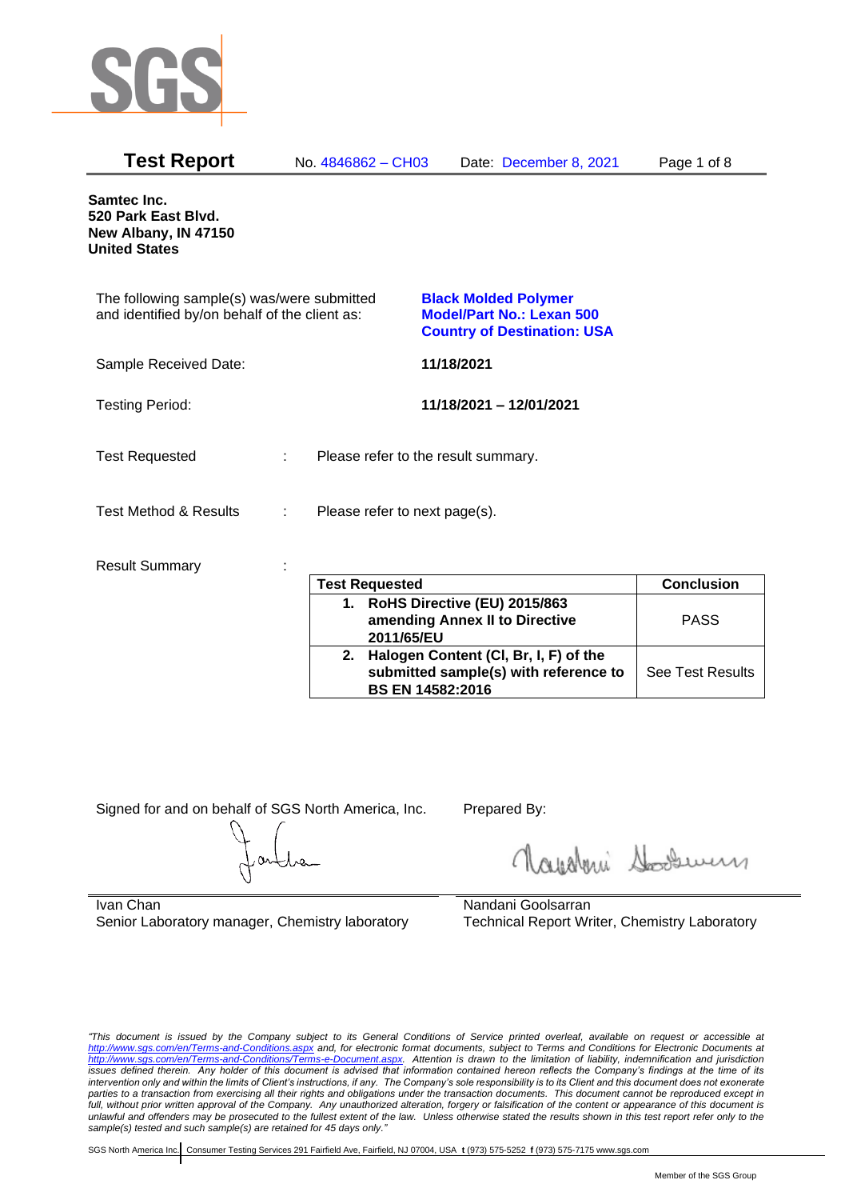SGS

# Test Report

No. 4846862 – CH03 Date: December 8, 2021

**Samtec Inc.**
**520 Park East Blvd.**
**New Albany, IN 47150**
**United States**

The following sample(s) was/were submitted and identified by/on behalf of the client as:

**Black Molded Polymer**
**Model/Part No.: Lexan 500**
**Country of Destination: USA**

Sample Received Date: **11/18/2021**

Testing Period: **11/18/2021 – 12/01/2021**

Test Requested : Please refer to the result summary.

Test Method & Results : Please refer to next page(s).

Result Summary :

| Test Requested | Conclusion |
|---|---|
| **1. RoHS Directive (EU) 2015/863 amending Annex II to Directive 2011/65/EU** | PASS |
| **2. Halogen Content (Cl, Br, I, F) of the submitted sample(s) with reference to BS EN 14582:2016** | See Test Results |

Signed for and on behalf of SGS North America, Inc.

Ivan Chan
Senior Laboratory manager, Chemistry laboratory

Prepared By:

Nandani Goolsarran
Technical Report Writer, Chemistry Laboratory

*"This document is issued by the Company subject to its General Conditions of Service printed overleaf, available on request or accessible at http://www.sgs.com/en/Terms-and-Conditions.aspx and, for electronic format documents, subject to Terms and Conditions for Electronic Documents at http://www.sgs.com/en/Terms-and-Conditions/Terms-e-Document.aspx. Attention is drawn to the limitation of liability, indemnification and jurisdiction issues defined therein. Any holder of this document is advised that information contained hereon reflects the Company's findings at the time of its intervention only and within the limits of Client's instructions, if any. The Company's sole responsibility is to its Client and this document does not exonerate parties to a transaction from exercising all their rights and obligations under the transaction documents. This document cannot be reproduced except in full, without prior written approval of the Company. Any unauthorized alteration, forgery or falsification of the content or appearance of this document is unlawful and offenders may be prosecuted to the fullest extent of the law. Unless otherwise stated the results shown in this test report refer only to the sample(s) tested and such sample(s) are retained for 45 days only."*

SGS North America Inc. | Consumer Testing Services 291 Fairfield Ave, Fairfield, NJ 07004, USA t (973) 575-5252 f (973) 575-7175 www.sgs.com

Member of the SGS Group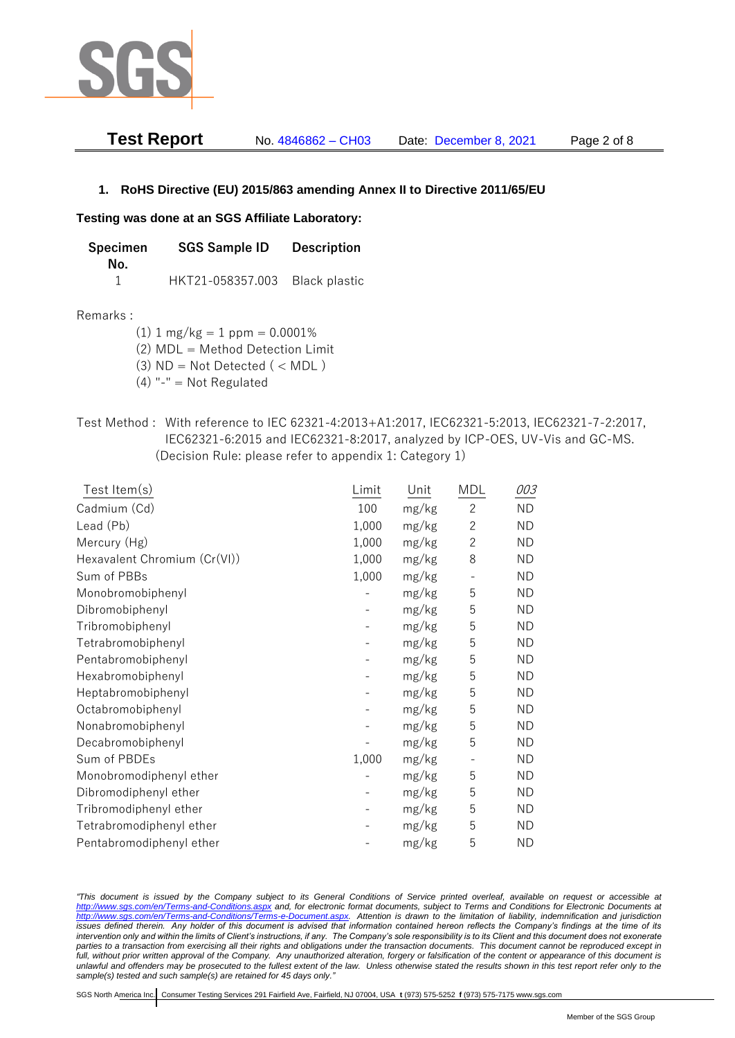## 1. RoHS Directive (EU) 2015/863 amending Annex II to Directive 2011/65/EU

**Testing was done at an SGS Affiliate Laboratory:**

| Specimen No. | SGS Sample ID | Description |
|---|---|---|
| 1 | HKT21-058357.003 | Black plastic |

Remarks :

(1) 1 mg/kg = 1 ppm = 0.0001%
(2) MDL = Method Detection Limit
(3) ND = Not Detected ( < MDL )
(4) "-" = Not Regulated

Test Method : With reference to IEC 62321-4:2013+A1:2017, IEC62321-5:2013, IEC62321-7-2:2017, IEC62321-6:2015 and IEC62321-8:2017, analyzed by ICP-OES, UV-Vis and GC-MS. (Decision Rule: please refer to appendix 1: Category 1)

| Test Item(s) | Limit | Unit | MDL | *003* |
|---|---|---|---|---|
| Cadmium (Cd) | 100 | mg/kg | 2 | ND |
| Lead (Pb) | 1,000 | mg/kg | 2 | ND |
| Mercury (Hg) | 1,000 | mg/kg | 2 | ND |
| Hexavalent Chromium (Cr(VI)) | 1,000 | mg/kg | 8 | ND |
| Sum of PBBs | 1,000 | mg/kg | - | ND |
| Monobromobiphenyl | - | mg/kg | 5 | ND |
| Dibromobiphenyl | - | mg/kg | 5 | ND |
| Tribromobiphenyl | - | mg/kg | 5 | ND |
| Tetrabromobiphenyl | - | mg/kg | 5 | ND |
| Pentabromobiphenyl | - | mg/kg | 5 | ND |
| Hexabromobiphenyl | - | mg/kg | 5 | ND |
| Heptabromobiphenyl | - | mg/kg | 5 | ND |
| Octabromobiphenyl | - | mg/kg | 5 | ND |
| Nonabromobiphenyl | - | mg/kg | 5 | ND |
| Decabromobiphenyl | - | mg/kg | 5 | ND |
| Sum of PBDEs | 1,000 | mg/kg | - | ND |
| Monobromodiphenyl ether | - | mg/kg | 5 | ND |
| Dibromodiphenyl ether | - | mg/kg | 5 | ND |
| Tribromodiphenyl ether | - | mg/kg | 5 | ND |
| Tetrabromodiphenyl ether | - | mg/kg | 5 | ND |
| Pentabromodiphenyl ether | - | mg/kg | 5 | ND |

*"This document is issued by the Company subject to its General Conditions of Service printed overleaf, available on request or accessible at http://www.sgs.com/en/Terms-and-Conditions.aspx and, for electronic format documents, subject to Terms and Conditions for Electronic Documents at http://www.sgs.com/en/Terms-and-Conditions/Terms-e-Document.aspx. Attention is drawn to the limitation of liability, indemnification and jurisdiction issues defined therein. Any holder of this document is advised that information contained hereon reflects the Company's findings at the time of its intervention only and within the limits of Client's instructions, if any. The Company's sole responsibility is to its Client and this document does not exonerate parties to a transaction from exercising all their rights and obligations under the transaction documents. This document cannot be reproduced except in full, without prior written approval of the Company. Any unauthorized alteration, forgery or falsification of the content or appearance of this document is unlawful and offenders may be prosecuted to the fullest extent of the law. Unless otherwise stated the results shown in this test report refer only to the sample(s) tested and such sample(s) are retained for 45 days only."*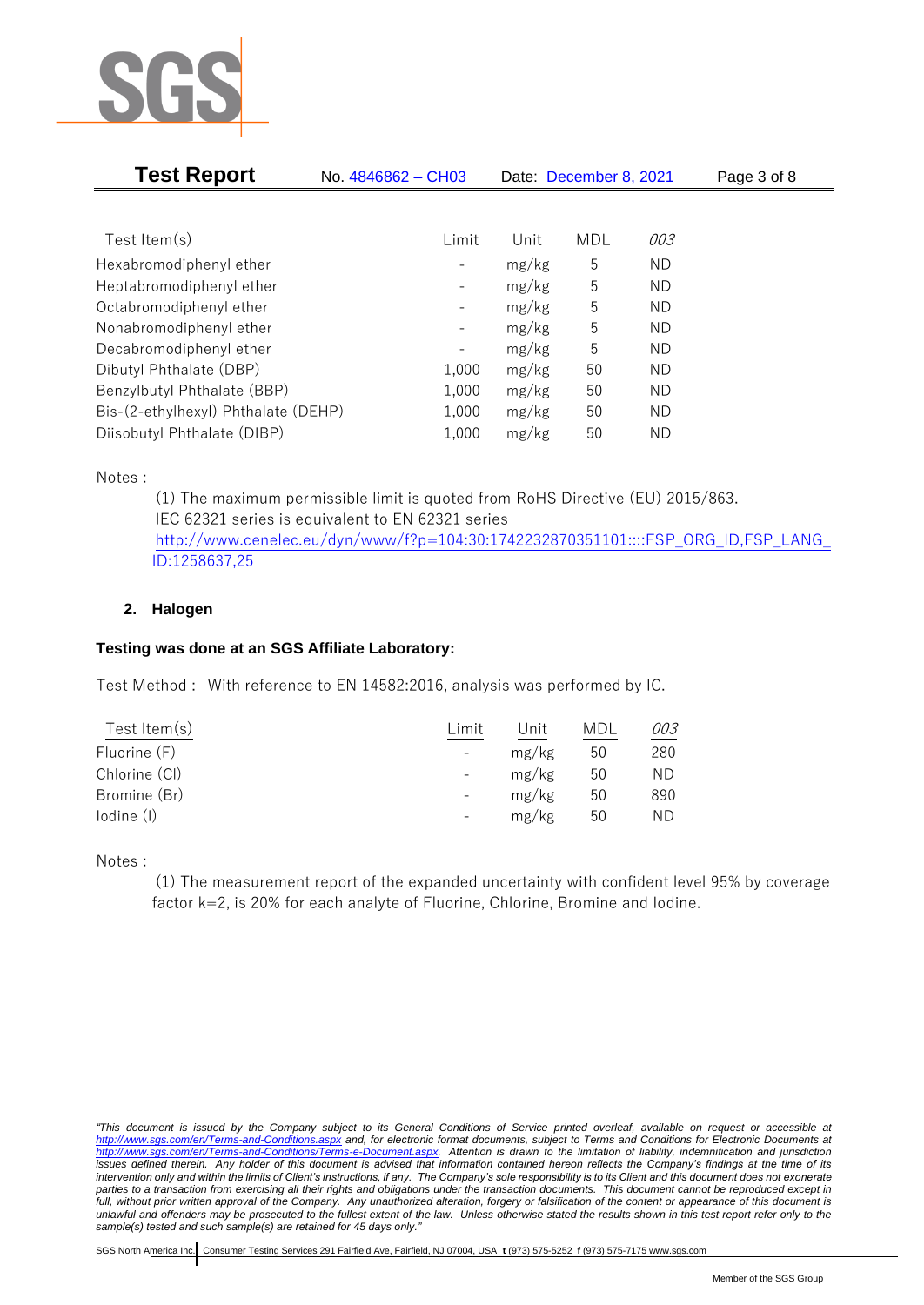| Test Item(s) | Limit | Unit | MDL | *003* |
|---|---|---|---|---|
| Hexabromodiphenyl ether | - | mg/kg | 5 | ND |
| Heptabromodiphenyl ether | - | mg/kg | 5 | ND |
| Octabromodiphenyl ether | - | mg/kg | 5 | ND |
| Nonabromodiphenyl ether | - | mg/kg | 5 | ND |
| Decabromodiphenyl ether | - | mg/kg | 5 | ND |
| Dibutyl Phthalate (DBP) | 1,000 | mg/kg | 50 | ND |
| Benzylbutyl Phthalate (BBP) | 1,000 | mg/kg | 50 | ND |
| Bis-(2-ethylhexyl) Phthalate (DEHP) | 1,000 | mg/kg | 50 | ND |
| Diisobutyl Phthalate (DIBP) | 1,000 | mg/kg | 50 | ND |

Notes :

(1) The maximum permissible limit is quoted from RoHS Directive (EU) 2015/863.
IEC 62321 series is equivalent to EN 62321 series
http://www.cenelec.eu/dyn/www/f?p=104:30:1742232870351101::::FSP_ORG_ID,FSP_LANG_ID:1258637,25

## 2. Halogen

**Testing was done at an SGS Affiliate Laboratory:**

Test Method : With reference to EN 14582:2016, analysis was performed by IC.

| Test Item(s) | Limit | Unit | MDL | *003* |
|---|---|---|---|---|
| Fluorine (F) | - | mg/kg | 50 | 280 |
| Chlorine (Cl) | - | mg/kg | 50 | ND |
| Bromine (Br) | - | mg/kg | 50 | 890 |
| Iodine (I) | - | mg/kg | 50 | ND |

Notes :

(1) The measurement report of the expanded uncertainty with confident level 95% by coverage factor k=2, is 20% for each analyte of Fluorine, Chlorine, Bromine and Iodine.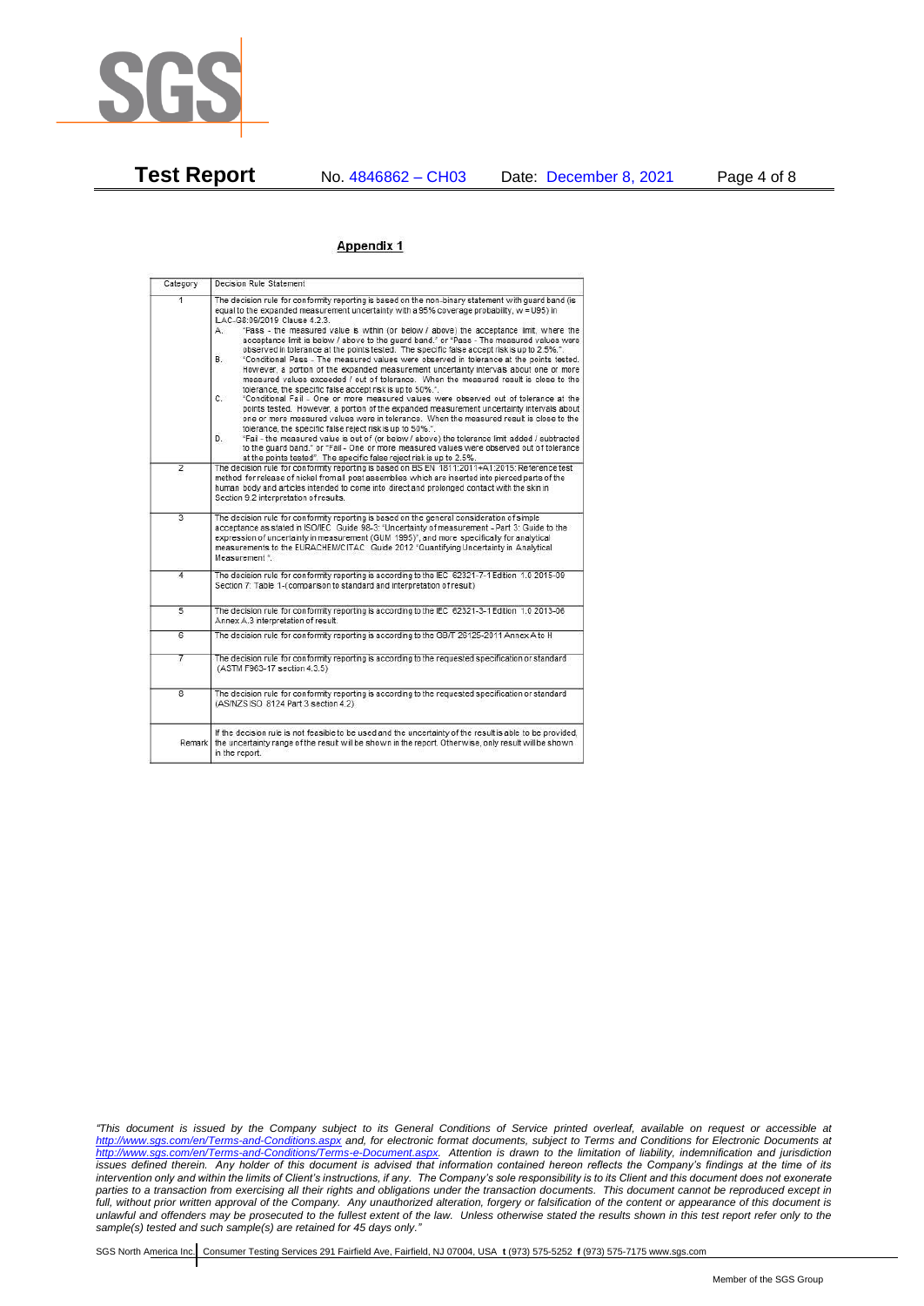## Appendix 1

| Category | Decision Rule Statement |
|---|---|
| 1 | The decision rule for conformity reporting is based on the non-binary statement with guard band (is equal to the expanded measurement uncertainty with a 95% coverage probability, w = U95) in ILAC-G8:09/2019 Clause 4.2.3.<br>A. "Pass - the measured value is within (or below / above) the acceptance limit, where the acceptance limit is below / above to the guard band." or "Pass - The measured values were observed in tolerance at the points tested. The specific false accept risk is up to 2.5%.".<br>B. "Conditional Pass - The measured values were observed in tolerance at the points tested. However, a portion of the expanded measurement uncertainty intervals about one or more measured values exceeded / out of tolerance. When the measured result is close to the tolerance, the specific false accept risk is up to 50%.".<br>C. "Conditional Fail - One or more measured values were observed out of tolerance at the points tested. However, a portion of the expanded measurement uncertainty intervals about one or more measured values were in tolerance. When the measured result is close to the tolerance, the specific false reject risk is up to 50%.".<br>D. "Fail - the measured value is out of (or below / above) the tolerance limit added / subtracted to the guard band." or "Fail - One or more measured values were observed out of tolerance at the points tested". The specific false reject risk is up to 2.5%. |
| 2 | The decision rule for conformity reporting is based on BS EN 1811:2011+A1:2015: Reference test method for release of nickel from all post assemblies which are inserted into pierced parts of the human body and articles intended to come into direct and prolonged contact with the skin in Section 9.2 interpretation of results. |
| 3 | The decision rule for conformity reporting is based on the general consideration of simple acceptance as stated in ISO/IEC Guide 98-3: "Uncertainty of measurement - Part 3: Guide to the expression of uncertainty in measurement (GUM 1995)", and more specifically for analytical measurements to the EURACHEM/CITAC Guide 2012 "Quantifying Uncertainty in Analytical Measurement ". |
| 4 | The decision rule for conformity reporting is according to the IEC 62321-7-1 Edition 1.0 2015-09 Section 7: Table 1-(comparison to standard and interpretation of result) |
| 5 | The decision rule for conformity reporting is according to the IEC 62321-3-1 Edition 1.0 2013-06 Annex A.3 interpretation of result. |
| 6 | The decision rule for conformity reporting is according to the GB/T 26125-2011 Annex A to H |
| 7 | The decision rule for conformity reporting is according to the requested specification or standard (ASTM F963-17 section 4.3.5) |
| 8 | The decision rule for conformity reporting is according to the requested specification or standard (AS/NZS ISO 8124 Part 3 section 4.2) |
| Remark | If the decision rule is not feasible to be used and the uncertainty of the result is able to be provided, the uncertainty range of the result will be shown in the report. Otherwise, only result will be shown in the report. |

*"This document is issued by the Company subject to its General Conditions of Service printed overleaf, available on request or accessible at http://www.sgs.com/en/Terms-and-Conditions.aspx and, for electronic format documents, subject to Terms and Conditions for Electronic Documents at http://www.sgs.com/en/Terms-and-Conditions/Terms-e-Document.aspx. Attention is drawn to the limitation of liability, indemnification and jurisdiction issues defined therein. Any holder of this document is advised that information contained hereon reflects the Company's findings at the time of its intervention only and within the limits of Client's instructions, if any. The Company's sole responsibility is to its Client and this document does not exonerate parties to a transaction from exercising all their rights and obligations under the transaction documents. This document cannot be reproduced except in full, without prior written approval of the Company. Any unauthorized alteration, forgery or falsification of the content or appearance of this document is unlawful and offenders may be prosecuted to the fullest extent of the law. Unless otherwise stated the results shown in this test report refer only to the sample(s) tested and such sample(s) are retained for 45 days only."*

SGS North America Inc. | Consumer Testing Services 291 Fairfield Ave, Fairfield, NJ 07004, USA **t** (973) 575-5252 **f** (973) 575-7175 www.sgs.com

Member of the SGS Group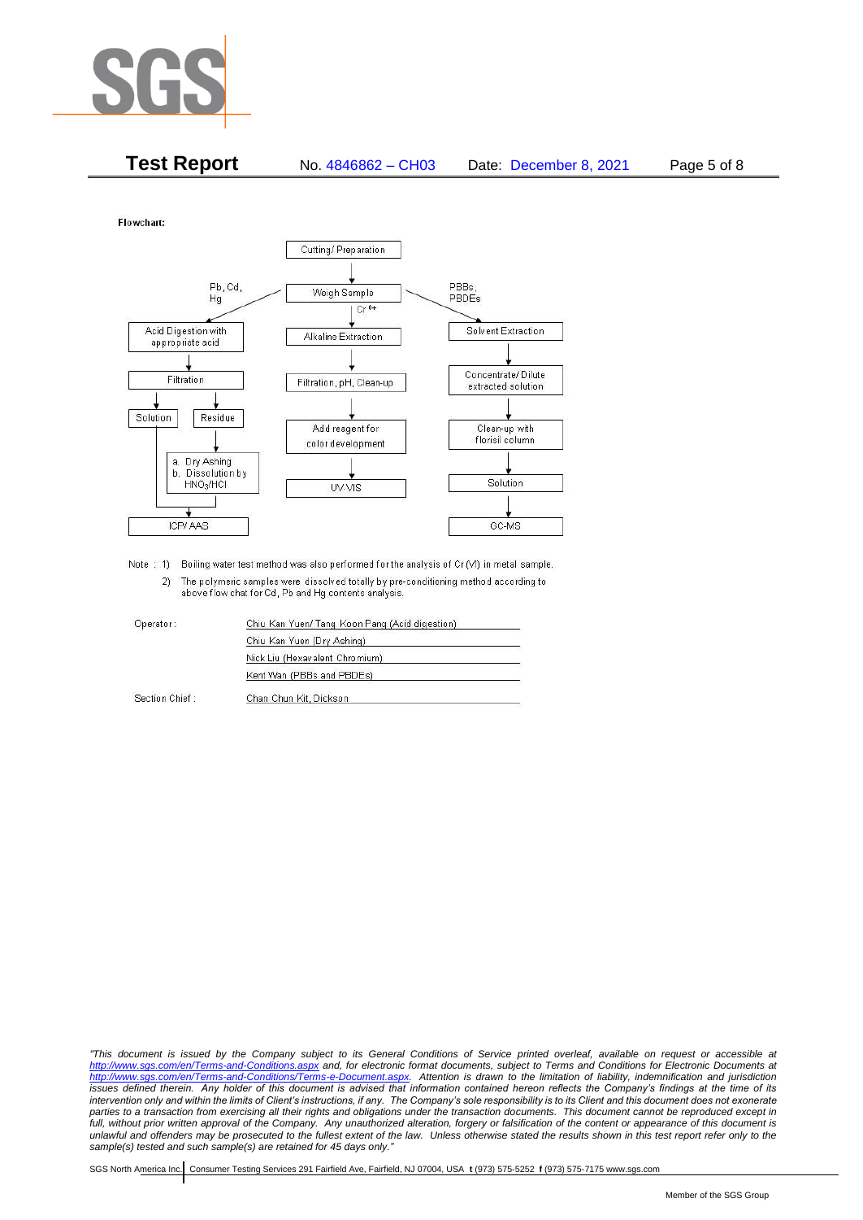**Flowchart:**

Cutting/ Preparation → Weigh Sample

**Pb, Cd, Hg:**
Acid Digestion with appropriate acid → Filtration → Solution / Residue
- Residue → a. Dry Ashing b. Dissolution by $HNO_3$/HCl → ICP/ AAS
- Solution → ICP/ AAS

**$Cr^{6+}$:**
Alkaline Extraction → Filtration, pH, Clean-up → Add reagent for color development → UV-VIS

**PBBs, PBDEs:**
Solvent Extraction → Concentrate/ Dilute extracted solution → Clean-up with florisil column → Solution → GC-MS

Note : 1) Boiling water test method was also performed for the analysis of Cr (VI) in metal sample.

2) The polymeric samples were dissolved totally by pre-conditioning method according to above flow chat for Cd, Pb and Hg contents analysis.

| | |
|---|---|
| Operator: | Chiu Kan Yuen/ Tang Koon Pang (Acid digestion) |
| | Chiu Kan Yuen (Dry Ashing) |
| | Nick Liu (Hexavalent Chromium) |
| | Kent Wan (PBBs and PBDEs) |
| Section Chief : | Chan Chun Kit, Dickson |

*"This document is issued by the Company subject to its General Conditions of Service printed overleaf, available on request or accessible at http://www.sgs.com/en/Terms-and-Conditions.aspx and, for electronic format documents, subject to Terms and Conditions for Electronic Documents at http://www.sgs.com/en/Terms-and-Conditions/Terms-e-Document.aspx. Attention is drawn to the limitation of liability, indemnification and jurisdiction issues defined therein. Any holder of this document is advised that information contained hereon reflects the Company's findings at the time of its intervention only and within the limits of Client's instructions, if any. The Company's sole responsibility is to its Client and this document does not exonerate parties to a transaction from exercising all their rights and obligations under the transaction documents. This document cannot be reproduced except in full, without prior written approval of the Company. Any unauthorized alteration, forgery or falsification of the content or appearance of this document is unlawful and offenders may be prosecuted to the fullest extent of the law. Unless otherwise stated the results shown in this test report refer only to the sample(s) tested and such sample(s) are retained for 45 days only."*

SGS North America Inc. | Consumer Testing Services 291 Fairfield Ave, Fairfield, NJ 07004, USA **t** (973) 575-5252 **f** (973) 575-7175 www.sgs.com

Member of the SGS Group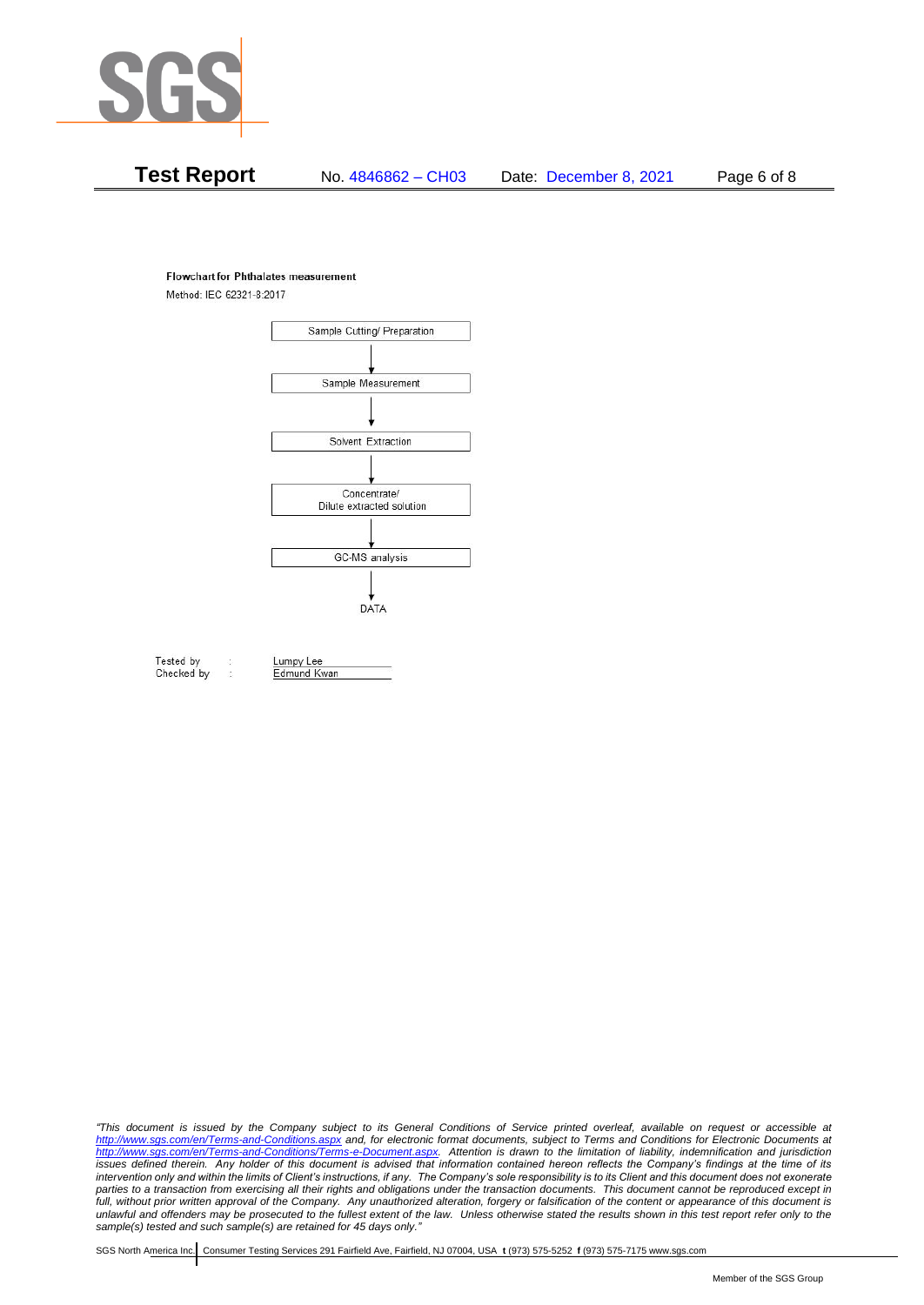**Flowchart for Phthalates measurement**

Method: IEC 62321-8:2017

Sample Cutting/ Preparation
↓
Sample Measurement
↓
Solvent Extraction
↓
Concentrate/ Dilute extracted solution
↓
GC-MS analysis
↓
DATA

Tested by : Lumpy Lee
Checked by : Edmund Kwan

*"This document is issued by the Company subject to its General Conditions of Service printed overleaf, available on request or accessible at http://www.sgs.com/en/Terms-and-Conditions.aspx and, for electronic format documents, subject to Terms and Conditions for Electronic Documents at http://www.sgs.com/en/Terms-and-Conditions/Terms-e-Document.aspx. Attention is drawn to the limitation of liability, indemnification and jurisdiction issues defined therein. Any holder of this document is advised that information contained hereon reflects the Company's findings at the time of its intervention only and within the limits of Client's instructions, if any. The Company's sole responsibility is to its Client and this document does not exonerate parties to a transaction from exercising all their rights and obligations under the transaction documents. This document cannot be reproduced except in full, without prior written approval of the Company. Any unauthorized alteration, forgery or falsification of the content or appearance of this document is unlawful and offenders may be prosecuted to the fullest extent of the law. Unless otherwise stated the results shown in this test report refer only to the sample(s) tested and such sample(s) are retained for 45 days only."*

SGS North America Inc. | Consumer Testing Services 291 Fairfield Ave, Fairfield, NJ 07004, USA **t** (973) 575-5252 **f** (973) 575-7175 www.sgs.com

Member of the SGS Group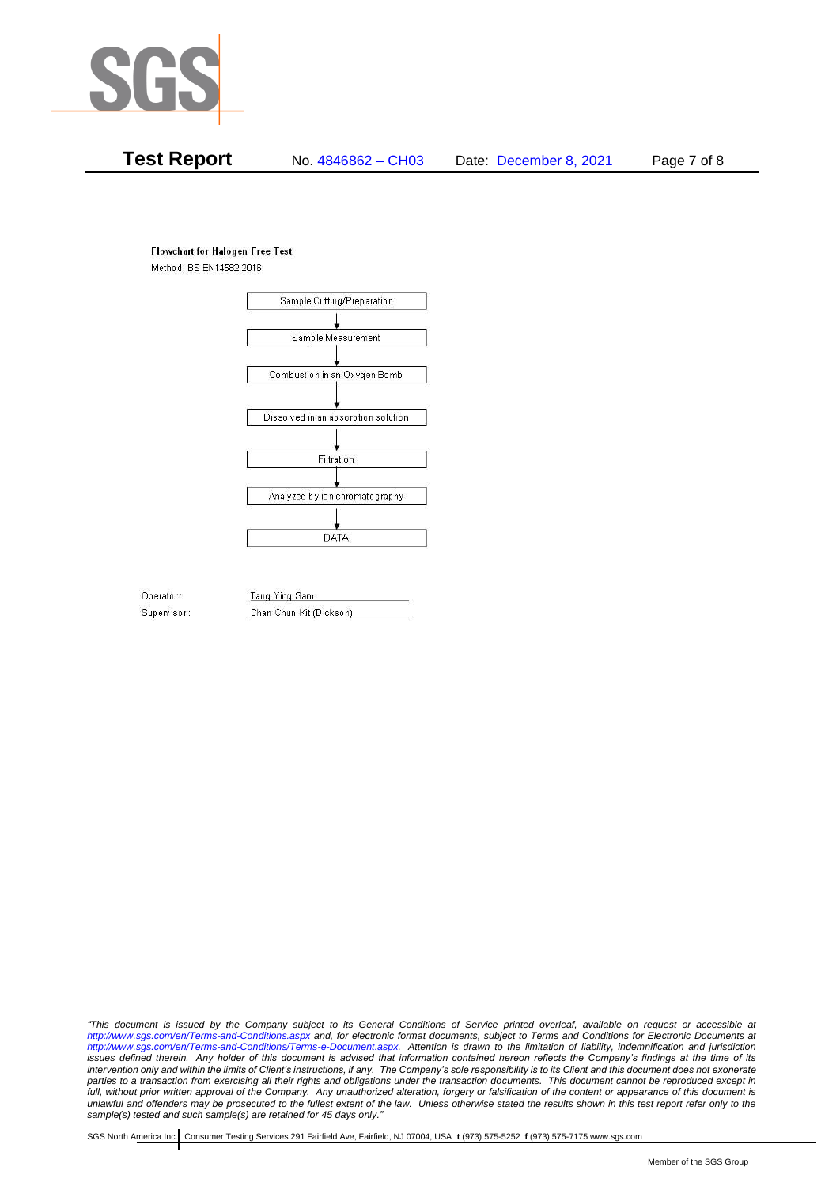**Test Report** No. 4846862 – CH03 Date: December 8, 2021

**Flowchart for Halogen Free Test**

Method: BS EN14582:2016

Sample Cutting/Preparation
↓
Sample Measurement
↓
Combustion in an Oxygen Bomb
↓
Dissolved in an absorption solution
↓
Filtration
↓
Analyzed by ion chromatography
↓
DATA

Operator: Tang Ying Sam

Supervisor: Chan Chun Kit (Dickson)

*"This document is issued by the Company subject to its General Conditions of Service printed overleaf, available on request or accessible at http://www.sgs.com/en/Terms-and-Conditions.aspx and, for electronic format documents, subject to Terms and Conditions for Electronic Documents at http://www.sgs.com/en/Terms-and-Conditions/Terms-e-Document.aspx. Attention is drawn to the limitation of liability, indemnification and jurisdiction issues defined therein. Any holder of this document is advised that information contained hereon reflects the Company's findings at the time of its intervention only and within the limits of Client's instructions, if any. The Company's sole responsibility is to its Client and this document does not exonerate parties to a transaction from exercising all their rights and obligations under the transaction documents. This document cannot be reproduced except in full, without prior written approval of the Company. Any unauthorized alteration, forgery or falsification of the content or appearance of this document is unlawful and offenders may be prosecuted to the fullest extent of the law. Unless otherwise stated the results shown in this test report refer only to the sample(s) tested and such sample(s) are retained for 45 days only."*

SGS North America Inc. | Consumer Testing Services 291 Fairfield Ave, Fairfield, NJ 07004, USA **t** (973) 575-5252 **f** (973) 575-7175 www.sgs.com

Member of the SGS Group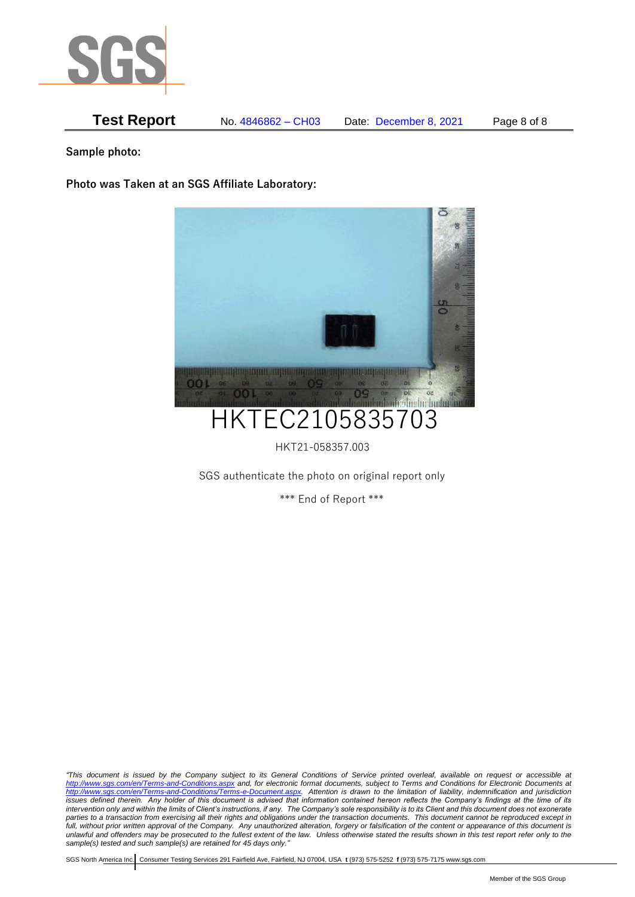**Sample photo:**

**Photo was Taken at an SGS Affiliate Laboratory:**

HKTEC2105835703

HKT21-058357.003

SGS authenticate the photo on original report only

*** End of Report ***

*"This document is issued by the Company subject to its General Conditions of Service printed overleaf, available on request or accessible at http://www.sgs.com/en/Terms-and-Conditions.aspx and, for electronic format documents, subject to Terms and Conditions for Electronic Documents at http://www.sgs.com/en/Terms-and-Conditions/Terms-e-Document.aspx. Attention is drawn to the limitation of liability, indemnification and jurisdiction issues defined therein. Any holder of this document is advised that information contained hereon reflects the Company's findings at the time of its intervention only and within the limits of Client's instructions, if any. The Company's sole responsibility is to its Client and this document does not exonerate parties to a transaction from exercising all their rights and obligations under the transaction documents. This document cannot be reproduced except in full, without prior written approval of the Company. Any unauthorized alteration, forgery or falsification of the content or appearance of this document is unlawful and offenders may be prosecuted to the fullest extent of the law. Unless otherwise stated the results shown in this test report refer only to the sample(s) tested and such sample(s) are retained for 45 days only."*

SGS North America Inc. | Consumer Testing Services 291 Fairfield Ave, Fairfield, NJ 07004, USA **t** (973) 575-5252 **f** (973) 575-7175 www.sgs.com

Member of the SGS Group